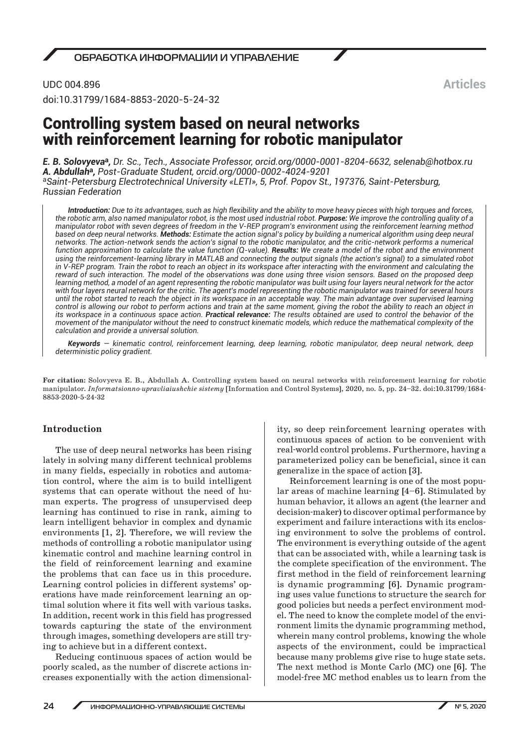UDC 004.896

**Articles**

doi:10.31799/1684-8853-2020-5-24-32

# Controlling system based on neural networks with reinforcement learning for robotic manipulator

***E. B. Solovyeva**[a], Dr. Sc., Tech., Associate Professor, orcid.org/0000-0001-8204-6632, selenab@hotbox.ru*
***A. Abdullah**[a], Post-Graduate Student, orcid.org/0000-0002-4024-9201*
*[a]Saint-Petersburg Electrotechnical University «LETI», 5, Prof. Popov St., 197376, Saint-Petersburg, Russian Federation*

***Introduction:*** *Due to its advantages, such as high flexibility and the ability to move heavy pieces with high torques and forces, the robotic arm, also named manipulator robot, is the most used industrial robot.* ***Purpose:*** *We improve the controlling quality of a manipulator robot with seven degrees of freedom in the V-REP program's environment using the reinforcement learning method based on deep neural networks.* ***Methods:*** *Estimate the action signal's policy by building a numerical algorithm using deep neural networks. The action-network sends the action's signal to the robotic manipulator, and the critic-network performs a numerical function approximation to calculate the value function (Q-value).* ***Results:*** *We create a model of the robot and the environment using the reinforcement-learning library in MATLAB and connecting the output signals (the action's signal) to a simulated robot in V-REP program. Train the robot to reach an object in its workspace after interacting with the environment and calculating the reward of such interaction. The model of the observations was done using three vision sensors. Based on the proposed deep learning method, a model of an agent representing the robotic manipulator was built using four layers neural network for the actor with four layers neural network for the critic. The agent's model representing the robotic manipulator was trained for several hours until the robot started to reach the object in its workspace in an acceptable way. The main advantage over supervised learning control is allowing our robot to perform actions and train at the same moment, giving the robot the ability to reach an object in its workspace in a continuous space action.* ***Practical relevance:*** *The results obtained are used to control the behavior of the movement of the manipulator without the need to construct kinematic models, which reduce the mathematical complexity of the calculation and provide a universal solution.*

***Keywords*** *— kinematic control, reinforcement learning, deep learning, robotic manipulator, deep neural network, deep deterministic policy gradient.*

**For citation:** Solovyeva E. B., Abdullah A. Controlling system based on neural networks with reinforcement learning for robotic manipulator. *Informatsionno-upravliaiushchie sistemy* [Information and Control Systems], 2020, no. 5, pp. 24–32. doi:10.31799/1684-8853-2020-5-24-32

## Introduction

The use of deep neural networks has been rising lately in solving many different technical problems in many fields, especially in robotics and automation control, where the aim is to build intelligent systems that can operate without the need of human experts. The progress of unsupervised deep learning has continued to rise in rank, aiming to learn intelligent behavior in complex and dynamic environments [1, 2]. Therefore, we will review the methods of controlling a robotic manipulator using kinematic control and machine learning control in the field of reinforcement learning and examine the problems that can face us in this procedure. Learning control policies in different systems' operations have made reinforcement learning an optimal solution where it fits well with various tasks. In addition, recent work in this field has progressed towards capturing the state of the environment through images, something developers are still trying to achieve but in a different context.

Reducing continuous spaces of action would be poorly scaled, as the number of discrete actions increases exponentially with the action dimensionality, so deep reinforcement learning operates with continuous spaces of action to be convenient with real-world control problems. Furthermore, having a parameterized policy can be beneficial, since it can generalize in the space of action [3].

Reinforcement learning is one of the most popular areas of machine learning [4–6]. Stimulated by human behavior, it allows an agent (the learner and decision-maker) to discover optimal performance by experiment and failure interactions with its enclosing environment to solve the problems of control. The environment is everything outside of the agent that can be associated with, while a learning task is the complete specification of the environment. The first method in the field of reinforcement learning is dynamic programming [6]. Dynamic programing uses value functions to structure the search for good policies but needs a perfect environment model. The need to know the complete model of the environment limits the dynamic programming method, wherein many control problems, knowing the whole aspects of the environment, could be impractical because many problems give rise to huge state sets. The next method is Monte Carlo (MC) one [6]. The model-free MC method enables us to learn from the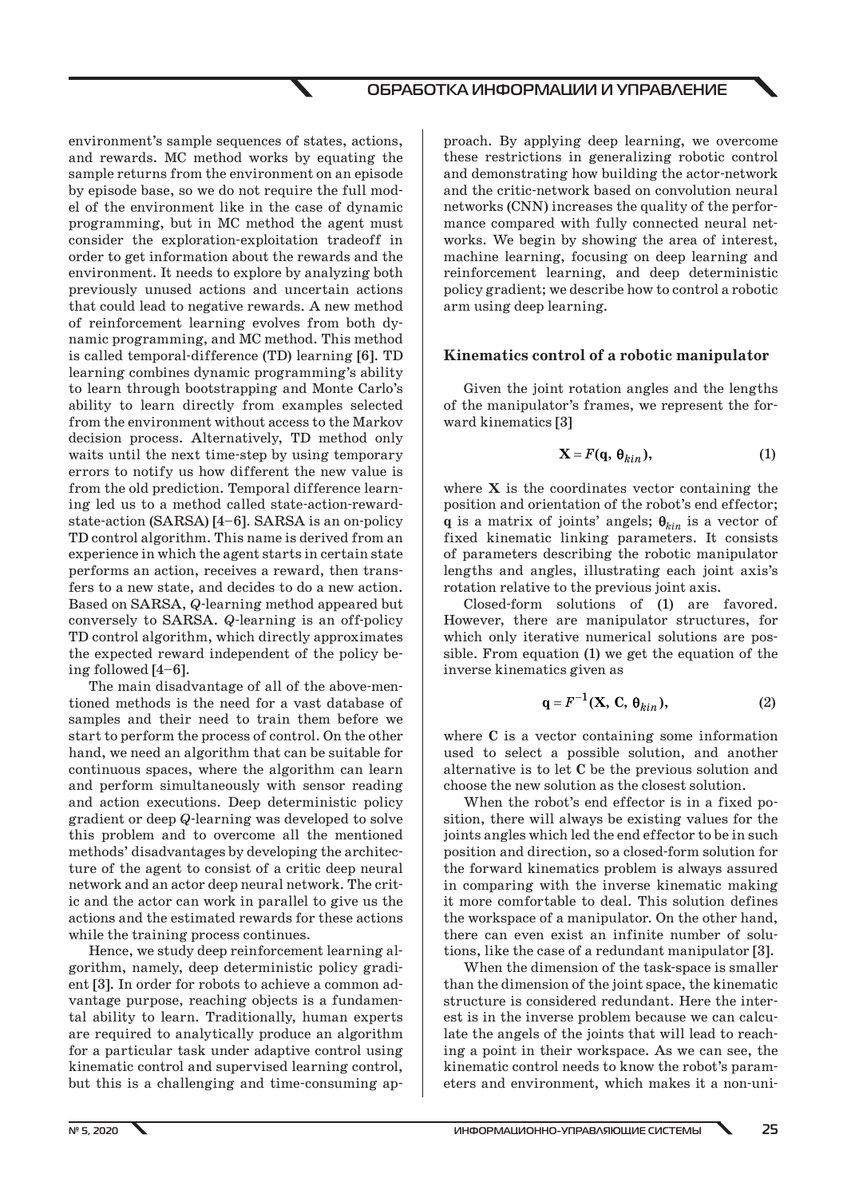environment's sample sequences of states, actions, and rewards. MC method works by equating the sample returns from the environment on an episode by episode base, so we do not require the full model of the environment like in the case of dynamic programming, but in MC method the agent must consider the exploration-exploitation tradeoff in order to get information about the rewards and the environment. It needs to explore by analyzing both previously unused actions and uncertain actions that could lead to negative rewards. A new method of reinforcement learning evolves from both dynamic programming, and MC method. This method is called temporal-difference (TD) learning [6]. TD learning combines dynamic programming's ability to learn through bootstrapping and Monte Carlo's ability to learn directly from examples selected from the environment without access to the Markov decision process. Alternatively, TD method only waits until the next time-step by using temporary errors to notify us how different the new value is from the old prediction. Temporal difference learning led us to a method called state-action-reward-state-action (SARSA) [4–6]. SARSA is an on-policy TD control algorithm. This name is derived from an experience in which the agent starts in certain state performs an action, receives a reward, then transfers to a new state, and decides to do a new action. Based on SARSA, *Q*-learning method appeared but conversely to SARSA. *Q*-learning is an off-policy TD control algorithm, which directly approximates the expected reward independent of the policy being followed [4–6].

The main disadvantage of all of the above-mentioned methods is the need for a vast database of samples and their need to train them before we start to perform the process of control. On the other hand, we need an algorithm that can be suitable for continuous spaces, where the algorithm can learn and perform simultaneously with sensor reading and action executions. Deep deterministic policy gradient or deep *Q*-learning was developed to solve this problem and to overcome all the mentioned methods' disadvantages by developing the architecture of the agent to consist of a critic deep neural network and an actor deep neural network. The critic and the actor can work in parallel to give us the actions and the estimated rewards for these actions while the training process continues.

Hence, we study deep reinforcement learning algorithm, namely, deep deterministic policy gradient [3]. In order for robots to achieve a common advantage purpose, reaching objects is a fundamental ability to learn. Traditionally, human experts are required to analytically produce an algorithm for a particular task under adaptive control using kinematic control and supervised learning control, but this is a challenging and time-consuming approach. By applying deep learning, we overcome these restrictions in generalizing robotic control and demonstrating how building the actor-network and the critic-network based on convolution neural networks (CNN) increases the quality of the performance compared with fully connected neural networks. We begin by showing the area of interest, machine learning, focusing on deep learning and reinforcement learning, and deep deterministic policy gradient; we describe how to control a robotic arm using deep learning.

## Kinematics control of a robotic manipulator

Given the joint rotation angles and the lengths of the manipulator's frames, we represent the forward kinematics [3]

$$\mathbf{X} = F(\mathbf{q}, \boldsymbol{\theta}_{kin}), \tag{1}$$

where $\mathbf{X}$ is the coordinates vector containing the position and orientation of the robot's end effector; $\mathbf{q}$ is a matrix of joints' angels; $\boldsymbol{\theta}_{kin}$ is a vector of fixed kinematic linking parameters. It consists of parameters describing the robotic manipulator lengths and angles, illustrating each joint axis's rotation relative to the previous joint axis.

Closed-form solutions of (1) are favored. However, there are manipulator structures, for which only iterative numerical solutions are possible. From equation (1) we get the equation of the inverse kinematics given as

$$\mathbf{q} = F^{-1}(\mathbf{X}, \mathbf{C}, \boldsymbol{\theta}_{kin}), \tag{2}$$

where $\mathbf{C}$ is a vector containing some information used to select a possible solution, and another alternative is to let $\mathbf{C}$ be the previous solution and choose the new solution as the closest solution.

When the robot's end effector is in a fixed position, there will always be existing values for the joints angles which led the end effector to be in such position and direction, so a closed-form solution for the forward kinematics problem is always assured in comparing with the inverse kinematic making it more comfortable to deal. This solution defines the workspace of a manipulator. On the other hand, there can even exist an infinite number of solutions, like the case of a redundant manipulator [3].

When the dimension of the task-space is smaller than the dimension of the joint space, the kinematic structure is considered redundant. Here the interest is in the inverse problem because we can calculate the angels of the joints that will lead to reaching a point in their workspace. As we can see, the kinematic control needs to know the robot's parameters and environment, which makes it a non-uni-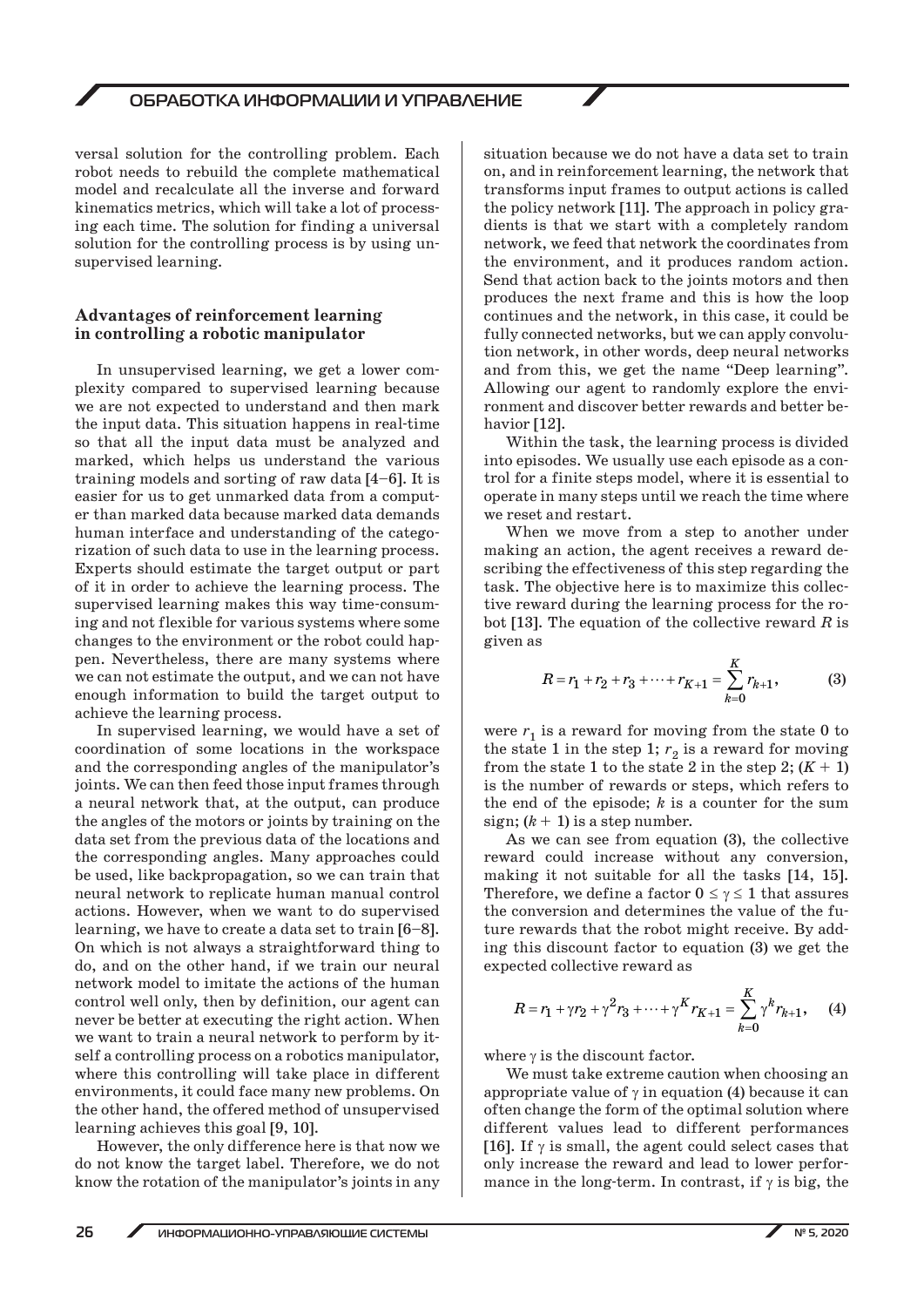versal solution for the controlling problem. Each robot needs to rebuild the complete mathematical model and recalculate all the inverse and forward kinematics metrics, which will take a lot of processing each time. The solution for finding a universal solution for the controlling process is by using unsupervised learning.

## Advantages of reinforcement learning in controlling a robotic manipulator

In unsupervised learning, we get a lower complexity compared to supervised learning because we are not expected to understand and then mark the input data. This situation happens in real-time so that all the input data must be analyzed and marked, which helps us understand the various training models and sorting of raw data [4–6]. It is easier for us to get unmarked data from a computer than marked data because marked data demands human interface and understanding of the categorization of such data to use in the learning process. Experts should estimate the target output or part of it in order to achieve the learning process. The supervised learning makes this way time-consuming and not flexible for various systems where some changes to the environment or the robot could happen. Nevertheless, there are many systems where we can not estimate the output, and we can not have enough information to build the target output to achieve the learning process.

In supervised learning, we would have a set of coordination of some locations in the workspace and the corresponding angles of the manipulator's joints. We can then feed those input frames through a neural network that, at the output, can produce the angles of the motors or joints by training on the data set from the previous data of the locations and the corresponding angles. Many approaches could be used, like backpropagation, so we can train that neural network to replicate human manual control actions. However, when we want to do supervised learning, we have to create a data set to train [6–8]. On which is not always a straightforward thing to do, and on the other hand, if we train our neural network model to imitate the actions of the human control well only, then by definition, our agent can never be better at executing the right action. When we want to train a neural network to perform by itself a controlling process on a robotics manipulator, where this controlling will take place in different environments, it could face many new problems. On the other hand, the offered method of unsupervised learning achieves this goal [9, 10].

However, the only difference here is that now we do not know the target label. Therefore, we do not know the rotation of the manipulator's joints in any situation because we do not have a data set to train on, and in reinforcement learning, the network that transforms input frames to output actions is called the policy network [11]. The approach in policy gradients is that we start with a completely random network, we feed that network the coordinates from the environment, and it produces random action. Send that action back to the joints motors and then produces the next frame and this is how the loop continues and the network, in this case, it could be fully connected networks, but we can apply convolution network, in other words, deep neural networks and from this, we get the name "Deep learning". Allowing our agent to randomly explore the environment and discover better rewards and better behavior [12].

Within the task, the learning process is divided into episodes. We usually use each episode as a control for a finite steps model, where it is essential to operate in many steps until we reach the time where we reset and restart.

When we move from a step to another under making an action, the agent receives a reward describing the effectiveness of this step regarding the task. The objective here is to maximize this collective reward during the learning process for the robot [13]. The equation of the collective reward $R$ is given as

$$R = r_1 + r_2 + r_3 + \cdots + r_{K+1} = \sum_{k=0}^{K} r_{k+1}, \qquad (3)$$

were $r_1$ is a reward for moving from the state 0 to the state 1 in the step 1; $r_2$ is a reward for moving from the state 1 to the state 2 in the step 2; $(K + 1)$ is the number of rewards or steps, which refers to the end of the episode; $k$ is a counter for the sum sign; $(k + 1)$ is a step number.

As we can see from equation (3), the collective reward could increase without any conversion, making it not suitable for all the tasks [14, 15]. Therefore, we define a factor $0 \le \gamma \le 1$ that assures the conversion and determines the value of the future rewards that the robot might receive. By adding this discount factor to equation (3) we get the expected collective reward as

$$R = r_1 + \gamma r_2 + \gamma^2 r_3 + \cdots + \gamma^K r_{K+1} = \sum_{k=0}^{K} \gamma^k r_{k+1}, \qquad (4)$$

where $\gamma$ is the discount factor.

We must take extreme caution when choosing an appropriate value of $\gamma$ in equation (4) because it can often change the form of the optimal solution where different values lead to different performances [16]. If $\gamma$ is small, the agent could select cases that only increase the reward and lead to lower performance in the long-term. In contrast, if $\gamma$ is big, the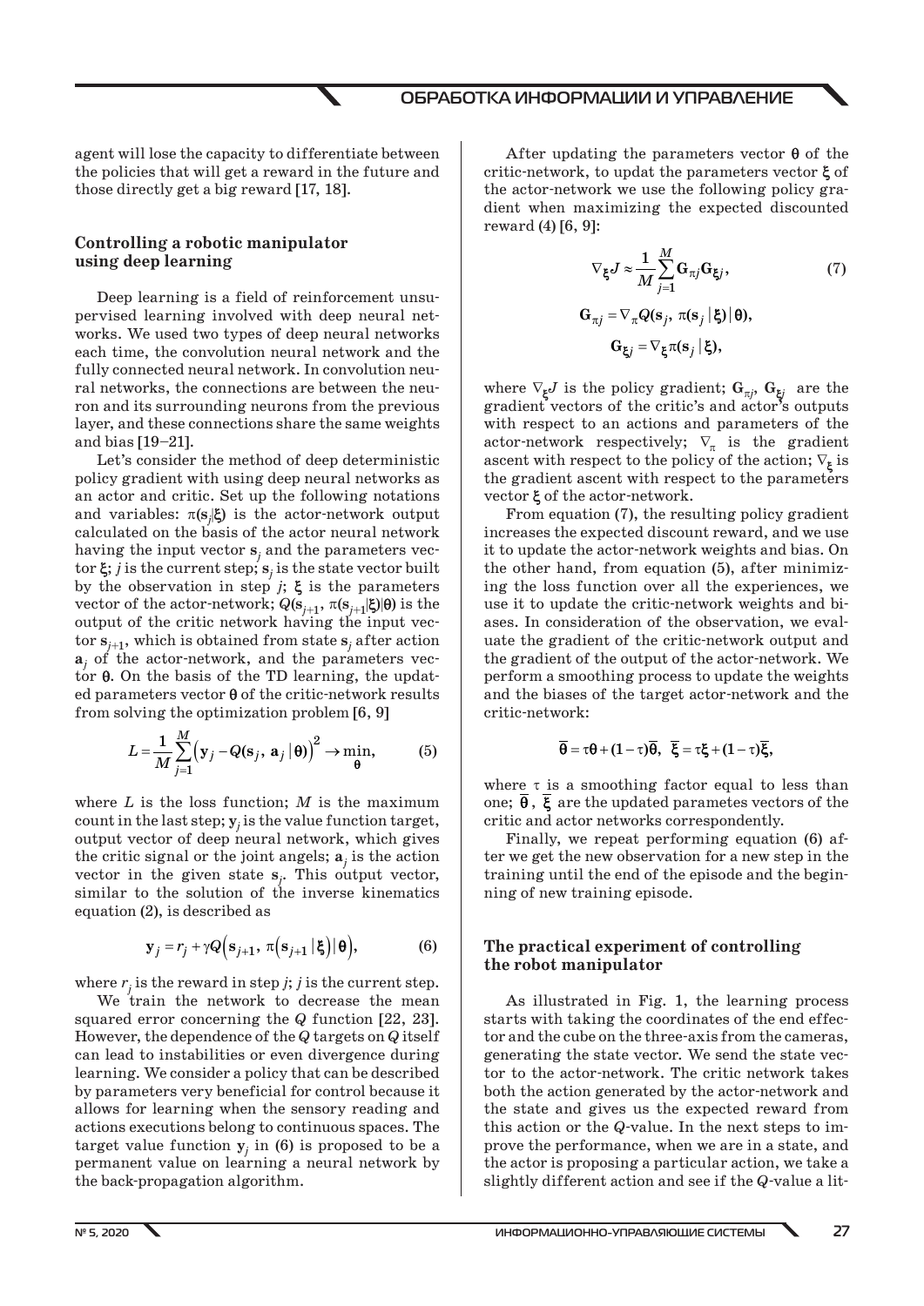agent will lose the capacity to differentiate between the policies that will get a reward in the future and those directly get a big reward [17, 18].

## Controlling a robotic manipulator using deep learning

Deep learning is a field of reinforcement unsupervised learning involved with deep neural networks. We used two types of deep neural networks each time, the convolution neural network and the fully connected neural network. In convolution neural networks, the connections are between the neuron and its surrounding neurons from the previous layer, and these connections share the same weights and bias [19–21].

Let's consider the method of deep deterministic policy gradient with using deep neural networks as an actor and critic. Set up the following notations and variables: $\pi(\mathbf{s}_j|\boldsymbol{\xi})$ is the actor-network output calculated on the basis of the actor neural network having the input vector $\mathbf{s}_j$ and the parameters vector $\boldsymbol{\xi}$; $j$ is the current step; $\mathbf{s}_j$ is the state vector built by the observation in step $j$; $\boldsymbol{\xi}$ is the parameters vector of the actor-network; $Q(\mathbf{s}_{j+1}, \pi(\mathbf{s}_{j+1}|\boldsymbol{\xi})|\boldsymbol{\theta})$ is the output of the critic network having the input vector $\mathbf{s}_{j+1}$, which is obtained from state $\mathbf{s}_j$ after action $\mathbf{a}_j$ of the actor-network, and the parameters vector $\boldsymbol{\theta}$. On the basis of the TD learning, the updated parameters vector $\boldsymbol{\theta}$ of the critic-network results from solving the optimization problem [6, 9]

$$L = \frac{1}{M}\sum_{j=1}^{M}\left(\mathbf{y}_j - Q(\mathbf{s}_j,\ \mathbf{a}_j\,|\,\boldsymbol{\theta})\right)^2 \to \min_{\boldsymbol{\theta}}, \tag{5}$$

where $L$ is the loss function; $M$ is the maximum count in the last step; $\mathbf{y}_j$ is the value function target, output vector of deep neural network, which gives the critic signal or the joint angels; $\mathbf{a}_j$ is the action vector in the given state $\mathbf{s}_j$. This output vector, similar to the solution of the inverse kinematics equation (2), is described as

$$\mathbf{y}_j = r_j + \gamma Q\left(\mathbf{s}_{j+1},\ \pi\left(\mathbf{s}_{j+1}\,|\,\boldsymbol{\xi}\right)|\,\boldsymbol{\theta}\right), \tag{6}$$

where $r_j$ is the reward in step $j$; $j$ is the current step.

We train the network to decrease the mean squared error concerning the $Q$ function [22, 23]. However, the dependence of the $Q$ targets on $Q$ itself can lead to instabilities or even divergence during learning. We consider a policy that can be described by parameters very beneficial for control because it allows for learning when the sensory reading and actions executions belong to continuous spaces. The target value function $\mathbf{y}_j$ in (6) is proposed to be a permanent value on learning a neural network by the back-propagation algorithm.

After updating the parameters vector $\boldsymbol{\theta}$ of the critic-network, to updat the parameters vector $\boldsymbol{\xi}$ of the actor-network we use the following policy gradient when maximizing the expected discounted reward (4) [6, 9]:

$$\nabla_{\boldsymbol{\xi}} J \approx \frac{1}{M}\sum_{j=1}^{M}\mathbf{G}_{\pi j}\mathbf{G}_{\boldsymbol{\xi} j}, \tag{7}$$

$$\mathbf{G}_{\pi j} = \nabla_{\pi} Q(\mathbf{s}_j,\ \pi(\mathbf{s}_j\,|\,\boldsymbol{\xi})\,|\,\boldsymbol{\theta}),$$

$$\mathbf{G}_{\boldsymbol{\xi} j} = \nabla_{\boldsymbol{\xi}}\pi(\mathbf{s}_j\,|\,\boldsymbol{\xi}),$$

where $\nabla_{\boldsymbol{\xi}} J$ is the policy gradient; $\mathbf{G}_{\pi j}$, $\mathbf{G}_{\boldsymbol{\xi} j}$ are the gradient vectors of the critic's and actor's outputs with respect to an actions and parameters of the actor-network respectively; $\nabla_{\pi}$ is the gradient ascent with respect to the policy of the action; $\nabla_{\boldsymbol{\xi}}$ is the gradient ascent with respect to the parameters vector $\boldsymbol{\xi}$ of the actor-network.

From equation (7), the resulting policy gradient increases the expected discount reward, and we use it to update the actor-network weights and bias. On the other hand, from equation (5), after minimizing the loss function over all the experiences, we use it to update the critic-network weights and biases. In consideration of the observation, we evaluate the gradient of the critic-network output and the gradient of the output of the actor-network. We perform a smoothing process to update the weights and the biases of the target actor-network and the critic-network:

$$\overline{\boldsymbol{\theta}} = \tau\boldsymbol{\theta} + (1-\tau)\overline{\boldsymbol{\theta}},\quad \overline{\boldsymbol{\xi}} = \tau\boldsymbol{\xi} + (1-\tau)\overline{\boldsymbol{\xi}},$$

where $\tau$ is a smoothing factor equal to less than one; $\overline{\boldsymbol{\theta}}$, $\overline{\boldsymbol{\xi}}$ are the updated parametes vectors of the critic and actor networks correspondently.

Finally, we repeat performing equation (6) after we get the new observation for a new step in the training until the end of the episode and the beginning of new training episode.

## The practical experiment of controlling the robot manipulator

As illustrated in Fig. 1, the learning process starts with taking the coordinates of the end effector and the cube on the three-axis from the cameras, generating the state vector. We send the state vector to the actor-network. The critic network takes both the action generated by the actor-network and the state and gives us the expected reward from this action or the $Q$-value. In the next steps to improve the performance, when we are in a state, and the actor is proposing a particular action, we take a slightly different action and see if the $Q$-value a lit-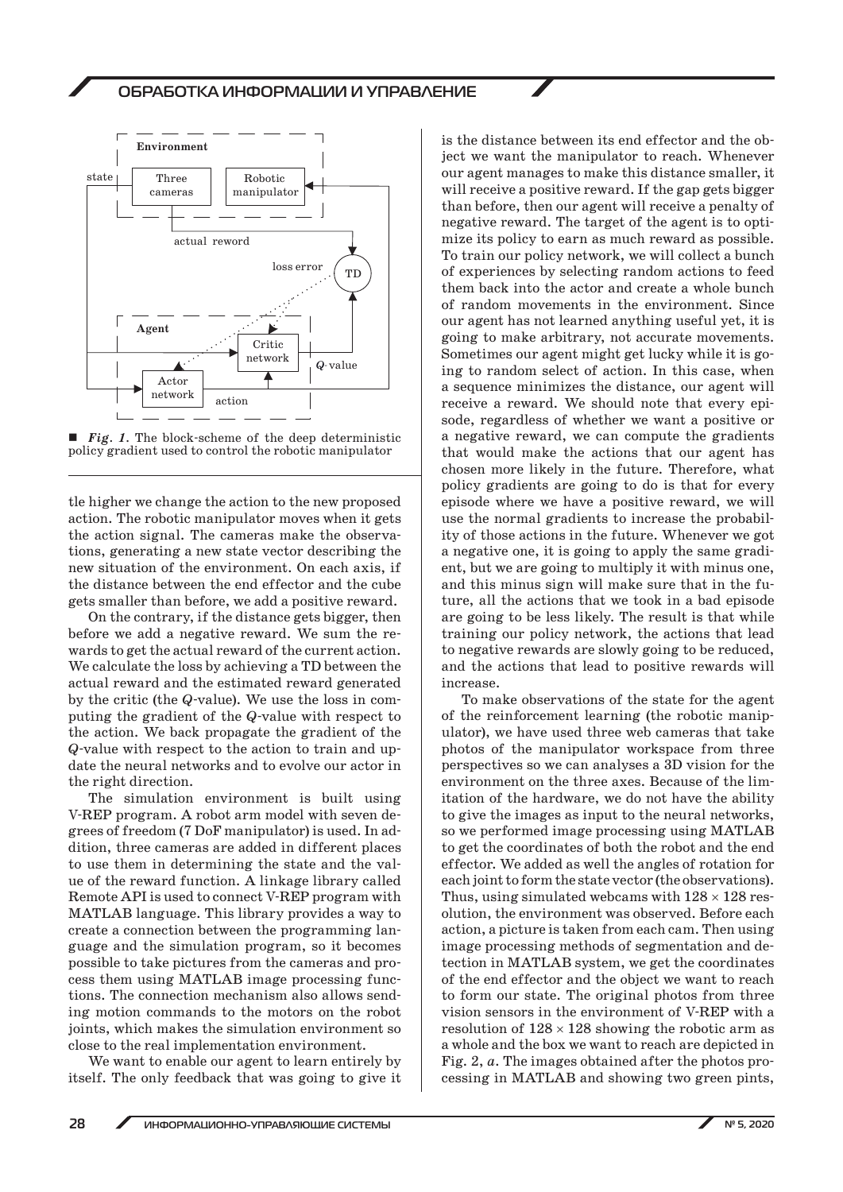*Fig. 1*. The block-scheme of the deep deterministic policy gradient used to control the robotic manipulator

tle higher we change the action to the new proposed action. The robotic manipulator moves when it gets the action signal. The cameras make the observations, generating a new state vector describing the new situation of the environment. On each axis, if the distance between the end effector and the cube gets smaller than before, we add a positive reward.

On the contrary, if the distance gets bigger, then before we add a negative reward. We sum the rewards to get the actual reward of the current action. We calculate the loss by achieving a TD between the actual reward and the estimated reward generated by the critic (the $Q$-value). We use the loss in computing the gradient of the $Q$-value with respect to the action. We back propagate the gradient of the $Q$-value with respect to the action to train and update the neural networks and to evolve our actor in the right direction.

The simulation environment is built using V-REP program. A robot arm model with seven degrees of freedom (7 DoF manipulator) is used. In addition, three cameras are added in different places to use them in determining the state and the value of the reward function. A linkage library called Remote API is used to connect V-REP program with MATLAB language. This library provides a way to create a connection between the programming language and the simulation program, so it becomes possible to take pictures from the cameras and process them using MATLAB image processing functions. The connection mechanism also allows sending motion commands to the motors on the robot joints, which makes the simulation environment so close to the real implementation environment.

We want to enable our agent to learn entirely by itself. The only feedback that was going to give it is the distance between its end effector and the object we want the manipulator to reach. Whenever our agent manages to make this distance smaller, it will receive a positive reward. If the gap gets bigger than before, then our agent will receive a penalty of negative reward. The target of the agent is to optimize its policy to earn as much reward as possible. To train our policy network, we will collect a bunch of experiences by selecting random actions to feed them back into the actor and create a whole bunch of random movements in the environment. Since our agent has not learned anything useful yet, it is going to make arbitrary, not accurate movements. Sometimes our agent might get lucky while it is going to random select of action. In this case, when a sequence minimizes the distance, our agent will receive a reward. We should note that every episode, regardless of whether we want a positive or a negative reward, we can compute the gradients that would make the actions that our agent has chosen more likely in the future. Therefore, what policy gradients are going to do is that for every episode where we have a positive reward, we will use the normal gradients to increase the probability of those actions in the future. Whenever we got a negative one, it is going to apply the same gradient, but we are going to multiply it with minus one, and this minus sign will make sure that in the future, all the actions that we took in a bad episode are going to be less likely. The result is that while training our policy network, the actions that lead to negative rewards are slowly going to be reduced, and the actions that lead to positive rewards will increase.

To make observations of the state for the agent of the reinforcement learning (the robotic manipulator), we have used three web cameras that take photos of the manipulator workspace from three perspectives so we can analyses a 3D vision for the environment on the three axes. Because of the limitation of the hardware, we do not have the ability to give the images as input to the neural networks, so we performed image processing using MATLAB to get the coordinates of both the robot and the end effector. We added as well the angles of rotation for each joint to form the state vector (the observations). Thus, using simulated webcams with $128 \times 128$ resolution, the environment was observed. Before each action, a picture is taken from each cam. Then using image processing methods of segmentation and detection in MATLAB system, we get the coordinates of the end effector and the object we want to reach to form our state. The original photos from three vision sensors in the environment of V-REP with a resolution of $128 \times 128$ showing the robotic arm as a whole and the box we want to reach are depicted in Fig. 2, *a*. The images obtained after the photos processing in MATLAB and showing two green pints,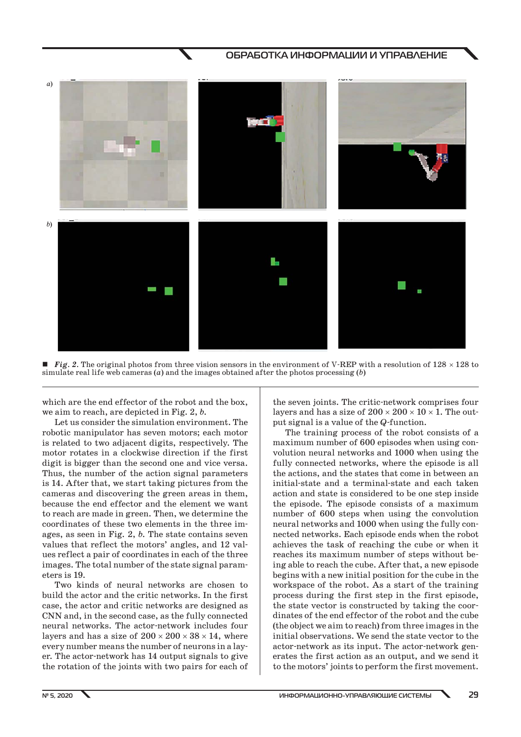**Fig. 2.** The original photos from three vision sensors in the environment of V-REP with a resolution of 128 × 128 to simulate real life web cameras (*a*) and the images obtained after the photos processing (*b*)

which are the end effector of the robot and the box, we aim to reach, are depicted in Fig. 2, *b*.

Let us consider the simulation environment. The robotic manipulator has seven motors; each motor is related to two adjacent digits, respectively. The motor rotates in a clockwise direction if the first digit is bigger than the second one and vice versa. Thus, the number of the action signal parameters is 14. After that, we start taking pictures from the cameras and discovering the green areas in them, because the end effector and the element we want to reach are made in green. Then, we determine the coordinates of these two elements in the three images, as seen in Fig. 2, *b*. The state contains seven values that reflect the motors' angles, and 12 values reflect a pair of coordinates in each of the three images. The total number of the state signal parameters is 19.

Two kinds of neural networks are chosen to build the actor and the critic networks. In the first case, the actor and critic networks are designed as CNN and, in the second case, as the fully connected neural networks. The actor-network includes four layers and has a size of 200 × 200 × 38 × 14, where every number means the number of neurons in a layer. The actor-network has 14 output signals to give the rotation of the joints with two pairs for each of the seven joints. The critic-network comprises four layers and has a size of 200 × 200 × 10 × 1. The output signal is a value of the *Q*-function.

The training process of the robot consists of a maximum number of 600 episodes when using convolution neural networks and 1000 when using the fully connected networks, where the episode is all the actions, and the states that come in between an initial-state and a terminal-state and each taken action and state is considered to be one step inside the episode. The episode consists of a maximum number of 600 steps when using the convolution neural networks and 1000 when using the fully connected networks. Each episode ends when the robot achieves the task of reaching the cube or when it reaches its maximum number of steps without being able to reach the cube. After that, a new episode begins with a new initial position for the cube in the workspace of the robot. As a start of the training process during the first step in the first episode, the state vector is constructed by taking the coordinates of the end effector of the robot and the cube (the object we aim to reach) from three images in the initial observations. We send the state vector to the actor-network as its input. The actor-network generates the first action as an output, and we send it to the motors' joints to perform the first movement.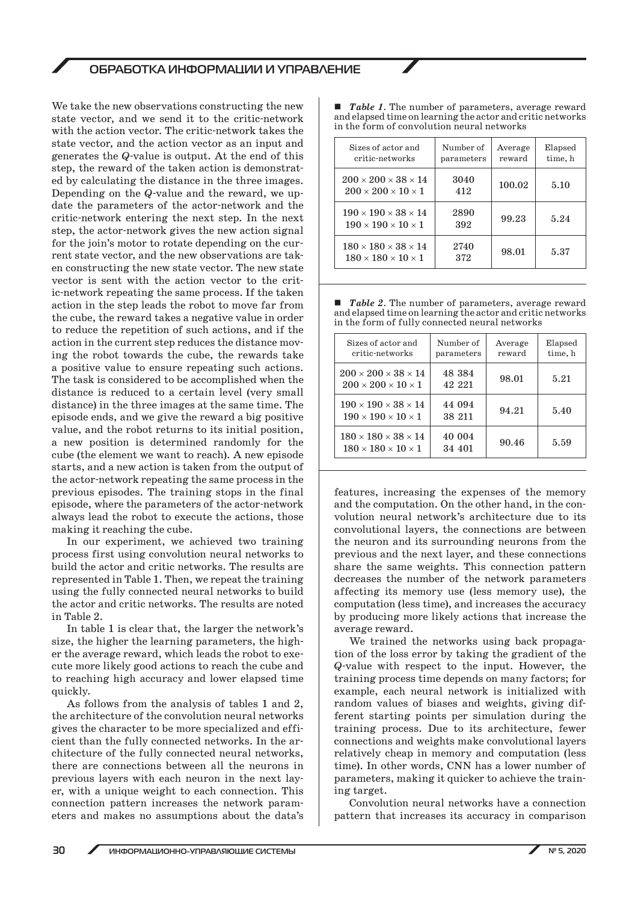We take the new observations constructing the new state vector, and we send it to the critic-network with the action vector. The critic-network takes the state vector, and the action vector as an input and generates the $Q$-value is output. At the end of this step, the reward of the taken action is demonstrated by calculating the distance in the three images. Depending on the $Q$-value and the reward, we update the parameters of the actor-network and the critic-network entering the next step. In the next step, the actor-network gives the new action signal for the join's motor to rotate depending on the current state vector, and the new observations are taken constructing the new state vector. The new state vector is sent with the action vector to the critic-network repeating the same process. If the taken action in the step leads the robot to move far from the cube, the reward takes a negative value in order to reduce the repetition of such actions, and if the action in the current step reduces the distance moving the robot towards the cube, the rewards take a positive value to ensure repeating such actions. The task is considered to be accomplished when the distance is reduced to a certain level (very small distance) in the three images at the same time. The episode ends, and we give the reward a big positive value, and the robot returns to its initial position, a new position is determined randomly for the cube (the element we want to reach). A new episode starts, and a new action is taken from the output of the actor-network repeating the same process in the previous episodes. The training stops in the final episode, where the parameters of the actor-network always lead the robot to execute the actions, those making it reaching the cube.

In our experiment, we achieved two training process first using convolution neural networks to build the actor and critic networks. The results are represented in Table 1. Then, we repeat the training using the fully connected neural networks to build the actor and critic networks. The results are noted in Table 2.

In table 1 is clear that, the larger the network's size, the higher the learning parameters, the higher the average reward, which leads the robot to execute more likely good actions to reach the cube and to reaching high accuracy and lower elapsed time quickly.

As follows from the analysis of tables 1 and 2, the architecture of the convolution neural networks gives the character to be more specialized and efficient than the fully connected networks. In the architecture of the fully connected neural networks, there are connections between all the neurons in previous layers with each neuron in the next layer, with a unique weight to each connection. This connection pattern increases the network parameters and makes no assumptions about the data's features, increasing the expenses of the memory and the computation. On the other hand, in the convolution neural network's architecture due to its convolutional layers, the connections are between the neuron and its surrounding neurons from the previous and the next layer, and these connections share the same weights. This connection pattern decreases the number of the network parameters affecting its memory use (less memory use), the computation (less time), and increases the accuracy by producing more likely actions that increase the average reward.

We trained the networks using back propagation of the loss error by taking the gradient of the $Q$-value with respect to the input. However, the training process time depends on many factors; for example, each neural network is initialized with random values of biases and weights, giving different starting points per simulation during the training process. Due to its architecture, fewer connections and weights make convolutional layers relatively cheap in memory and computation (less time). In other words, CNN has a lower number of parameters, making it quicker to achieve the training target.

Convolution neural networks have a connection pattern that increases its accuracy in comparison

■ ***Table 1.*** The number of parameters, average reward and elapsed time on learning the actor and critic networks in the form of convolution neural networks

| Sizes of actor and critic-networks | Number of parameters | Average reward | Elapsed time, h |
|---|---|---|---|
| $200 \times 200 \times 38 \times 14$<br>$200 \times 200 \times 10 \times 1$ | 3040<br>412 | 100.02 | 5.10 |
| $190 \times 190 \times 38 \times 14$<br>$190 \times 190 \times 10 \times 1$ | 2890<br>392 | 99.23 | 5.24 |
| $180 \times 180 \times 38 \times 14$<br>$180 \times 180 \times 10 \times 1$ | 2740<br>372 | 98.01 | 5.37 |

■ ***Table 2.*** The number of parameters, average reward and elapsed time on learning the actor and critic networks in the form of fully connected neural networks

| Sizes of actor and critic-networks | Number of parameters | Average reward | Elapsed time, h |
|---|---|---|---|
| $200 \times 200 \times 38 \times 14$<br>$200 \times 200 \times 10 \times 1$ | 48 384<br>42 221 | 98.01 | 5.21 |
| $190 \times 190 \times 38 \times 14$<br>$190 \times 190 \times 10 \times 1$ | 44 094<br>38 211 | 94.21 | 5.40 |
| $180 \times 180 \times 38 \times 14$<br>$180 \times 180 \times 10 \times 1$ | 40 004<br>34 401 | 90.46 | 5.59 |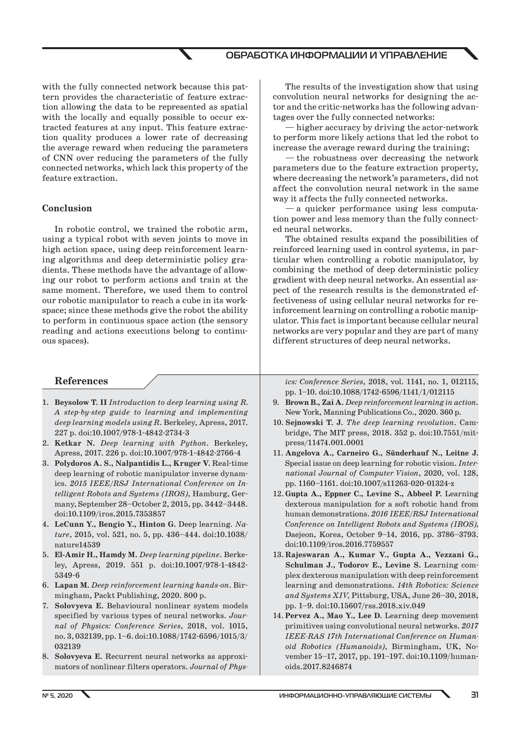with the fully connected network because this pattern provides the characteristic of feature extraction allowing the data to be represented as spatial with the locally and equally possible to occur extracted features at any input. This feature extraction quality produces a lower rate of decreasing the average reward when reducing the parameters of CNN over reducing the parameters of the fully connected networks, which lack this property of the feature extraction.

## Conclusion

In robotic control, we trained the robotic arm, using a typical robot with seven joints to move in high action space, using deep reinforcement learning algorithms and deep deterministic policy gradients. These methods have the advantage of allowing our robot to perform actions and train at the same moment. Therefore, we used them to control our robotic manipulator to reach a cube in its workspace; since these methods give the robot the ability to perform in continuous space action (the sensory reading and actions executions belong to continuous spaces).

The results of the investigation show that using convolution neural networks for designing the actor and the critic-networks has the following advantages over the fully connected networks:

— higher accuracy by driving the actor-network to perform more likely actions that led the robot to increase the average reward during the training;

— the robustness over decreasing the network parameters due to the feature extraction property, where decreasing the network's parameters, did not affect the convolution neural network in the same way it affects the fully connected networks.

— a quicker performance using less computation power and less memory than the fully connected neural networks.

The obtained results expand the possibilities of reinforced learning used in control systems, in particular when controlling a robotic manipulator, by combining the method of deep deterministic policy gradient with deep neural networks. An essential aspect of the research results is the demonstrated effectiveness of using cellular neural networks for reinforcement learning on controlling a robotic manipulator. This fact is important because cellular neural networks are very popular and they are part of many different structures of deep neural networks.

## References

1. **Beysolow T. II** *Introduction to deep learning using R. A step-by-step guide to learning and implementing deep learning models using R*. Berkeley, Apress, 2017. 227 p. doi:10.1007/978-1-4842-2734-3
2. **Ketkar N.** *Deep learning with Python*. Berkeley, Apress, 2017. 226 p. doi:10.1007/978-1-4842-2766-4
3. **Polydoros A. S., Nalpantidis L., Kruger V.** Real-time deep learning of robotic manipulator inverse dynamics. *2015 IEEE/RSJ International Conference on Intelligent Robots and Systems (IROS)*, Hamburg, Germany, September 28–October 2, 2015, pp. 3442–3448. doi:10.1109/iros.2015.7353857
4. **LeCunn Y., Bengio Y., Hinton G.** Deep learning. *Nature*, 2015, vol. 521, no. 5, pp. 436–444. doi:10.1038/nature14539
5. **El-Amir H., Hamdy M.** *Deep learning pipeline*. Berkeley, Apress, 2019. 551 p. doi:10.1007/978-1-4842-5349-6
6. **Lapan M.** *Deep reinforcement learning hands-on*. Birmingham, Packt Publishing, 2020. 800 p.
7. **Solovyeva E.** Behavioural nonlinear system models specified by various types of neural networks. *Journal of Physics: Conference Series*, 2018, vol. 1015, no. 3, 032139, pp. 1–6. doi:10.1088/1742-6596/1015/3/032139
8. **Solovyeva E.** Recurrent neural networks as approximators of nonlinear filters operators. *Journal of Physics: Conference Series*, 2018, vol. 1141, no. 1, 012115, pp. 1–10. doi:10.1088/1742-6596/1141/1/012115
9. **Brown B., Zai A.** *Deep reinforcement learning in action*. New York, Manning Publications Co., 2020. 360 p.
10. **Sejnowski T. J.** *The deep learning revolution*. Cambridge, The MIT press, 2018. 352 p. doi:10.7551/mitpress/11474.001.0001
11. **Angelova A., Carneiro G., Sünderhauf N., Leitne J.** Special issue on deep learning for robotic vision. *International Journal of Computer Vision*, 2020, vol. 128, pp. 1160–1161. doi:10.1007/s11263-020-01324-z
12. **Gupta A., Eppner C., Levine S., Abbeel P.** Learning dexterous manipulation for a soft robotic hand from human demonstrations. *2016 IEEE/RSJ International Conference on Intelligent Robots and Systems (IROS)*, Daejeon, Korea, October 9–14, 2016, pp. 3786–3793. doi:10.1109/iros.2016.7759557
13. **Rajeswaran A., Kumar V., Gupta A., Vezzani G., Schulman J., Todorov E., Levine S.** Learning complex dexterous manipulation with deep reinforcement learning and demonstrations. *14th Robotics: Science and Systems XIV*, Pittsburg, USA, June 26–30, 2018, pp. 1–9. doi:10.15607/rss.2018.xiv.049
14. **Pervez A., Mao Y., Lee D.** Learning deep movement primitives using convolutional neural networks. *2017 IEEE-RAS 17th International Conference on Humanoid Robotics (Humanoids)*, Birmingham, UK, November 15–17, 2017, pp. 191–197. doi:10.1109/humanoids.2017.8246874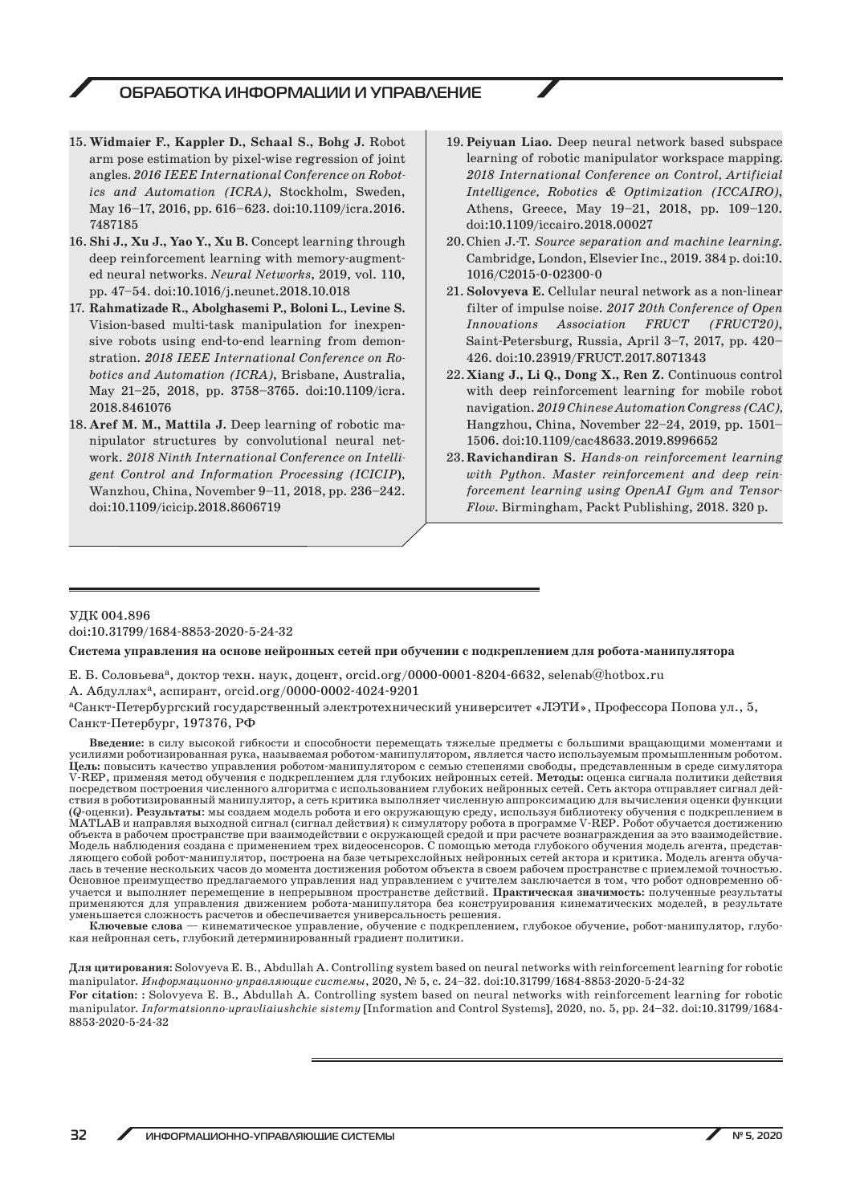15. **Widmaier F., Kappler D., Schaal S., Bohg J.** Robot arm pose estimation by pixel-wise regression of joint angles. *2016 IEEE International Conference on Robotics and Automation (ICRA)*, Stockholm, Sweden, May 16–17, 2016, pp. 616–623. doi:10.1109/icra.2016.7487185
16. **Shi J., Xu J., Yao Y., Xu B.** Concept learning through deep reinforcement learning with memory-augmented neural networks. *Neural Networks*, 2019, vol. 110, pp. 47–54. doi:10.1016/j.neunet.2018.10.018
17. **Rahmatizade R., Abolghasemi P., Boloni L., Levine S.** Vision-based multi-task manipulation for inexpensive robots using end-to-end learning from demonstration. *2018 IEEE International Conference on Robotics and Automation (ICRA)*, Brisbane, Australia, May 21–25, 2018, pp. 3758–3765. doi:10.1109/icra.2018.8461076
18. **Aref M. M., Mattila J.** Deep learning of robotic manipulator structures by convolutional neural network. *2018 Ninth International Conference on Intelligent Control and Information Processing (ICICIP)*, Wanzhou, China, November 9–11, 2018, pp. 236–242. doi:10.1109/icicip.2018.8606719
19. **Peiyuan Liao.** Deep neural network based subspace learning of robotic manipulator workspace mapping. *2018 International Conference on Control, Artificial Intelligence, Robotics & Optimization (ICCAIRO)*, Athens, Greece, May 19–21, 2018, pp. 109–120. doi:10.1109/iccairo.2018.00027
20. Chien J.-T. *Source separation and machine learning*. Cambridge, London, Elsevier Inc., 2019. 384 p. doi:10.1016/C2015-0-02300-0
21. **Solovyeva E.** Cellular neural network as a non-linear filter of impulse noise. *2017 20th Conference of Open Innovations Association FRUCT (FRUCT20)*, Saint-Petersburg, Russia, April 3–7, 2017, pp. 420–426. doi:10.23919/FRUCT.2017.8071343
22. **Xiang J., Li Q., Dong X., Ren Z.** Continuous control with deep reinforcement learning for mobile robot navigation. *2019 Chinese Automation Congress (CAC)*, Hangzhou, China, November 22–24, 2019, pp. 1501–1506. doi:10.1109/cac48633.2019.8996652
23. **Ravichandiran S.** *Hands-on reinforcement learning with Python. Master reinforcement and deep reinforcement learning using OpenAI Gym and TensorFlow*. Birmingham, Packt Publishing, 2018. 320 p.

УДК 004.896

doi:10.31799/1684-8853-2020-5-24-32

**Система управления на основе нейронных сетей при обучении с подкреплением для робота-манипулятора**

Е. Б. Соловьева[a], доктор техн. наук, доцент, orcid.org/0000-0001-8204-6632, selenab@hotbox.ru

А. Абдуллах[a], аспирант, orcid.org/0000-0002-4024-9201

[a]Санкт-Петербургский государственный электротехнический университет «ЛЭТИ», Профессора Попова ул., 5, Санкт-Петербург, 197376, РФ

**Введение:** в силу высокой гибкости и способности перемещать тяжелые предметы с большими вращающими моментами и усилиями роботизированная рука, называемая роботом-манипулятором, является часто используемым промышленным роботом. **Цель:** повысить качество управления роботом-манипулятором с семью степенями свободы, представленным в среде симулятора V-REP, применяя метод обучения с подкреплением для глубоких нейронных сетей. **Методы:** оценка сигнала политики действия посредством построения численного алгоритма с использованием глубоких нейронных сетей. Сеть актора отправляет сигнал действия в роботизированный манипулятор, а сеть критика выполняет численную аппроксимацию для вычисления оценки функции ($Q$-оценки). **Результаты:** мы создаем модель робота и его окружающую среду, используя библиотеку обучения с подкреплением в MATLAB и направляя выходной сигнал (сигнал действия) к симулятору робота в программе V-REP. Робот обучается достижению объекта в рабочем пространстве при взаимодействии с окружающей средой и при расчете вознаграждения за это взаимодействие. Модель наблюдения создана с применением трех видеосенсоров. С помощью метода глубокого обучения модель агента, представляющего собой робот-манипулятор, построена на базе четырехслойных нейронных сетей актора и критика. Модель агента обучалась в течение нескольких часов до момента достижения роботом объекта в своем рабочем пространстве с приемлемой точностью. Основное преимущество предлагаемого управления над управлением с учителем заключается в том, что робот одновременно обучается и выполняет перемещение в непрерывном пространстве действий. **Практическая значимость:** полученные результаты применяются для управления движением робота-манипулятора без конструирования кинематических моделей, в результате уменьшается сложность расчетов и обеспечивается универсальность решения.

**Ключевые слова** — кинематическое управление, обучение с подкреплением, глубокое обучение, робот-манипулятор, глубокая нейронная сеть, глубокий детерминированный градиент политики.

**Для цитирования:** Solovyeva E. B., Abdullah A. Controlling system based on neural networks with reinforcement learning for robotic manipulator. *Информационно-управляющие системы*, 2020, № 5, с. 24–32. doi:10.31799/1684-8853-2020-5-24-32

**For citation:** : Solovyeva E. B., Abdullah A. Controlling system based on neural networks with reinforcement learning for robotic manipulator. *Informatsionno-upravliaiushchie sistemy* [Information and Control Systems], 2020, no. 5, pp. 24–32. doi:10.31799/1684-8853-2020-5-24-32